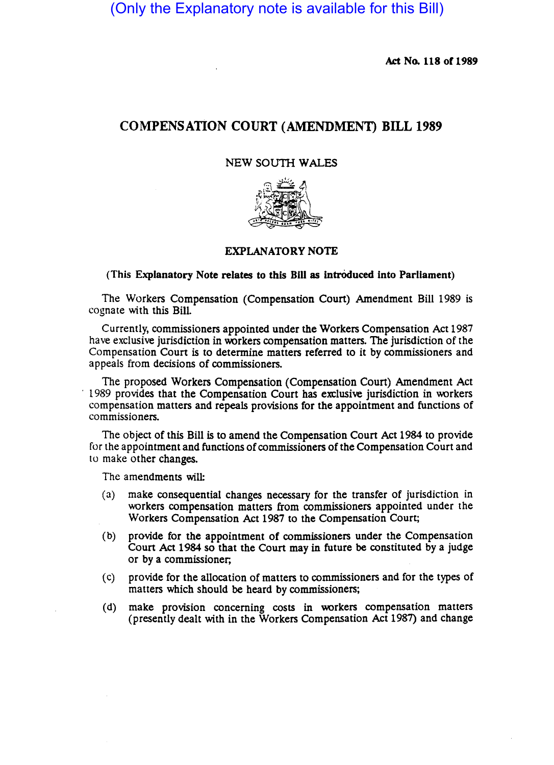(Only the Explanatory note is available for this Bill)

**Act No. 118 of 1989**

# COMPENSATION COURT (AMENDMENT) BILL 1989

NEW SOUTH WALES

## EXPLANATORY NOTE

**(This Explanatory Note relates to this Bill as introduced into Parliament)**

The Workers Compensation (Compensation Court) Amendment Bill 1989 is cognate with this Bill.

Currently, commissioners appointed under the Workers Compensation Act 1987 have exclusive jurisdiction in workers compensation matters. The jurisdiction of the Compensation Court is to determine matters referred to it by commissioners and appeals from decisions of commissioners.

The proposed Workers Compensation (Compensation Court) Amendment Act 1989 provides that the Compensation Court has exclusive jurisdiction in workers compensation matters and repeals provisions for the appointment and functions of commissioners.

The object of this Bill is to amend the Compensation Court Act 1984 to provide for the appointment and functions of commissioners of the Compensation Court and to make other changes.

The amendments will:

(a) make consequential changes necessary for the transfer of jurisdiction in workers compensation matters from commissioners appointed under the Workers Compensation Act 1987 to the Compensation Court;

(b) provide for the appointment of commissioners under the Compensation Court Act 1984 so that the Court may in future be constituted by a judge or by a commissioner;

(c) provide for the allocation of matters to commissioners and for the types of matters which should be heard by commissioners;

(d) make provision concerning costs in workers compensation matters (presently dealt with in the Workers Compensation Act 1987) and change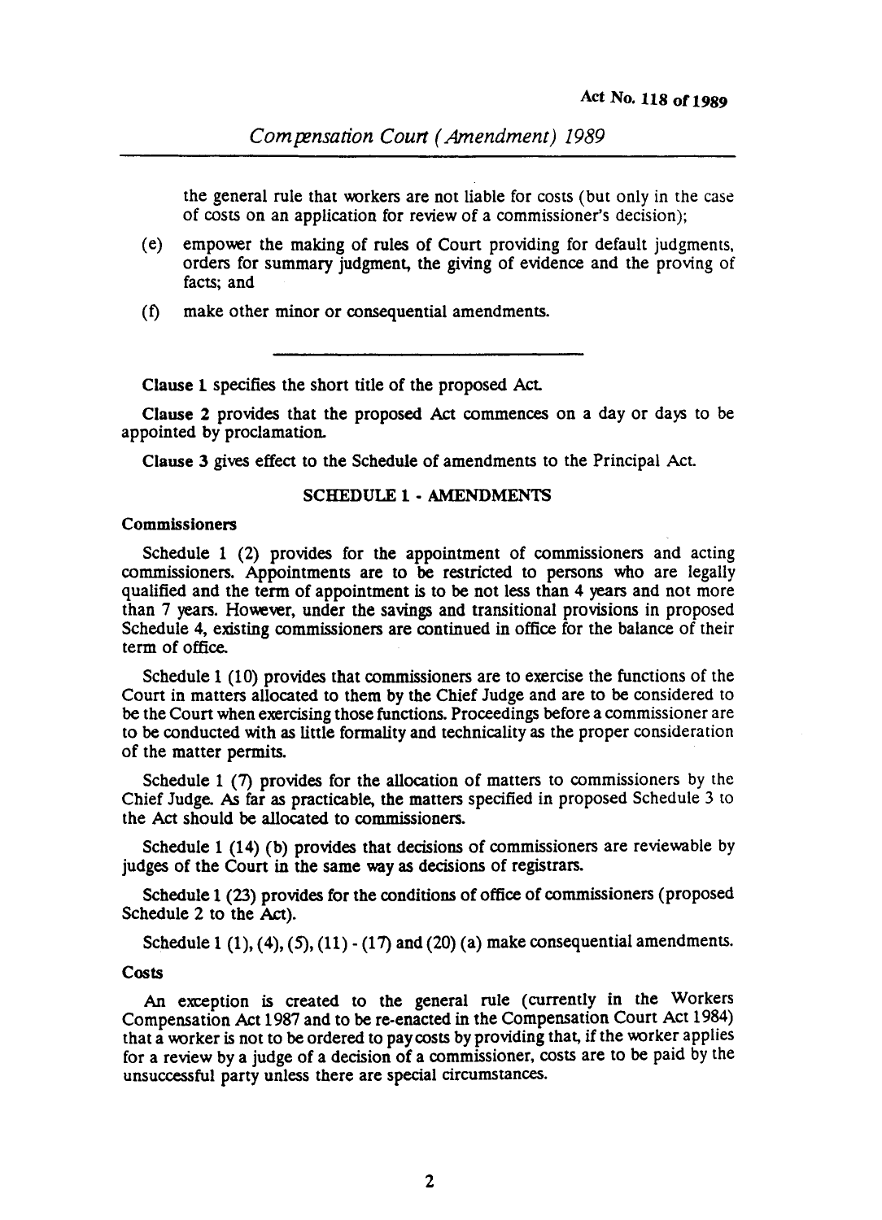the general rule that workers are not liable for costs (but only in the case of costs on an application for review of a commissioner's decision);

(e) empower the making of rules of Court providing for default judgments, orders for summary judgment, the giving of evidence and the proving of facts; and

(f) make other minor or consequential amendments.

---

**Clause 1** specifies the short title of the proposed Act.

**Clause 2** provides that the proposed Act commences on a day or days to be appointed by proclamation.

**Clause 3** gives effect to the Schedule of amendments to the Principal Act.

## SCHEDULE 1 - AMENDMENTS

**Commissioners**

Schedule 1 (2) provides for the appointment of commissioners and acting commissioners. Appointments are to be restricted to persons who are legally qualified and the term of appointment is to be not less than 4 years and not more than 7 years. However, under the savings and transitional provisions in proposed Schedule 4, existing commissioners are continued in office for the balance of their term of office.

Schedule 1 (10) provides that commissioners are to exercise the functions of the Court in matters allocated to them by the Chief Judge and are to be considered to be the Court when exercising those functions. Proceedings before a commissioner are to be conducted with as little formality and technicality as the proper consideration of the matter permits.

Schedule 1 (7) provides for the allocation of matters to commissioners by the Chief Judge. As far as practicable, the matters specified in proposed Schedule 3 to the Act should be allocated to commissioners.

Schedule 1 (14) (b) provides that decisions of commissioners are reviewable by judges of the Court in the same way as decisions of registrars.

Schedule 1 (23) provides for the conditions of office of commissioners (proposed Schedule 2 to the Act).

Schedule 1 (1), (4), (5), (11) - (17) and (20) (a) make consequential amendments.

**Costs**

An exception is created to the general rule (currently in the Workers Compensation Act 1987 and to be re-enacted in the Compensation Court Act 1984) that a worker is not to be ordered to pay costs by providing that, if the worker applies for a review by a judge of a decision of a commissioner, costs are to be paid by the unsuccessful party unless there are special circumstances.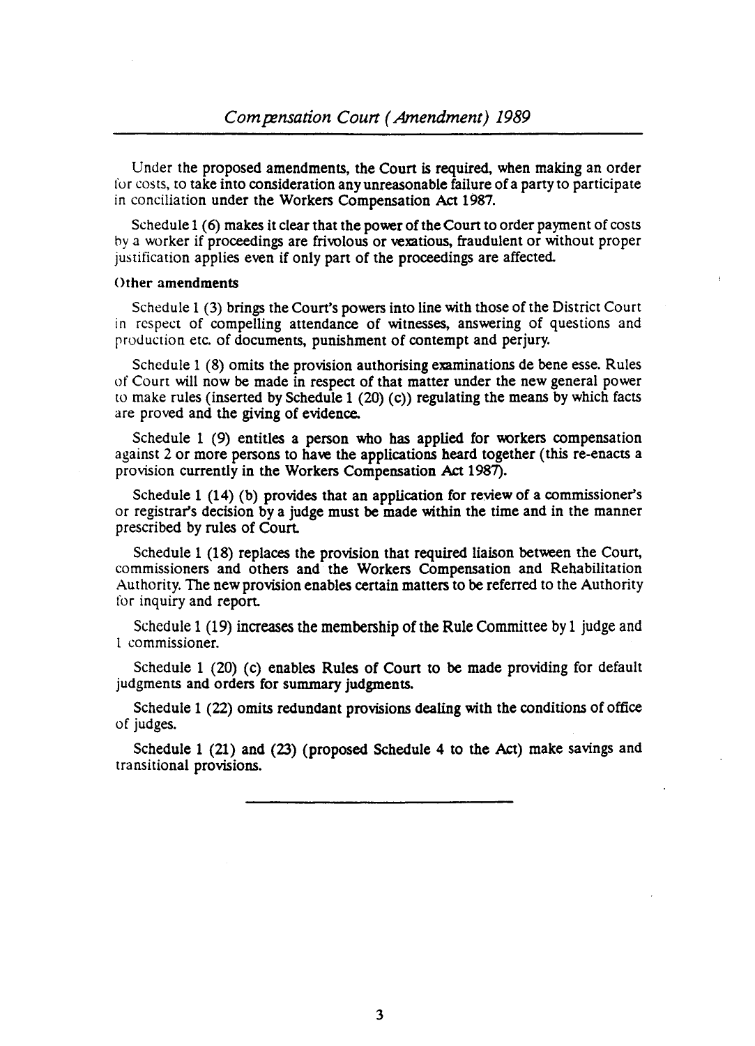Under the proposed amendments, the Court is required, when making an order for costs, to take into consideration any unreasonable failure of a party to participate in conciliation under the Workers Compensation Act 1987.

Schedule 1 (6) makes it clear that the power of the Court to order payment of costs by a worker if proceedings are frivolous or vexatious, fraudulent or without proper justification applies even if only part of the proceedings are affected.

**Other amendments**

Schedule 1 (3) brings the Court's powers into line with those of the District Court in respect of compelling attendance of witnesses, answering of questions and production etc. of documents, punishment of contempt and perjury.

Schedule 1 (8) omits the provision authorising examinations de bene esse. Rules of Court will now be made in respect of that matter under the new general power to make rules (inserted by Schedule 1 (20) (c)) regulating the means by which facts are proved and the giving of evidence.

Schedule 1 (9) entitles a person who has applied for workers compensation against 2 or more persons to have the applications heard together (this re-enacts a provision currently in the Workers Compensation Act 1987).

Schedule 1 (14) (b) provides that an application for review of a commissioner's or registrar's decision by a judge must be made within the time and in the manner prescribed by rules of Court.

Schedule 1 (18) replaces the provision that required liaison between the Court, commissioners and others and the Workers Compensation and Rehabilitation Authority. The new provision enables certain matters to be referred to the Authority for inquiry and report.

Schedule 1 (19) increases the membership of the Rule Committee by 1 judge and 1 commissioner.

Schedule 1 (20) (c) enables Rules of Court to be made providing for default judgments and orders for summary judgments.

Schedule 1 (22) omits redundant provisions dealing with the conditions of office of judges.

Schedule 1 (21) and (23) (proposed Schedule 4 to the Act) make savings and transitional provisions.